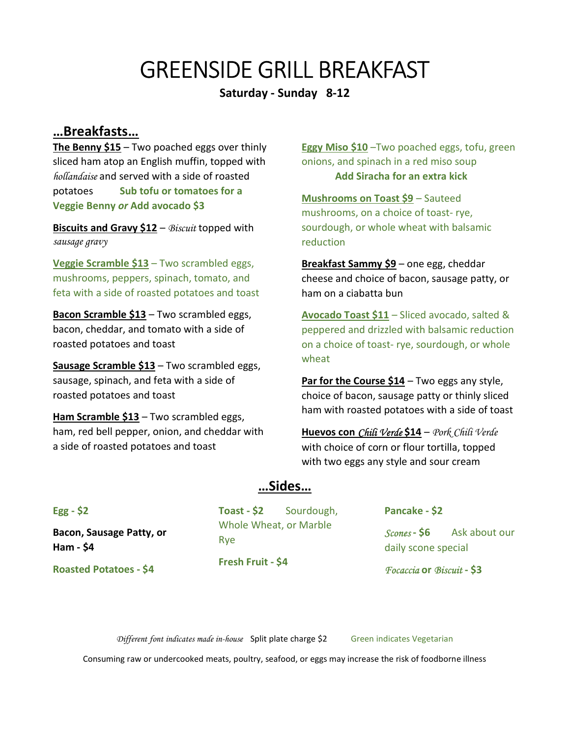# GREENSIDE GRILL BREAKFAST

**Saturday - Sunday 8-12**

## …Breakfasts…

**The Benny $15** – Two poached eggs over thinly sliced ham atop an English muffin, topped with *hollandaise* and served with a side of roasted potatoes **Sub tofu or tomatoes for a Veggie Benny *or* Add avocado $3**

**Biscuits and Gravy $12** – *Biscuit* topped with *sausage gravy*

**Veggie Scramble $13** – Two scrambled eggs, mushrooms, peppers, spinach, tomato, and feta with a side of roasted potatoes and toast

**Bacon Scramble $13** – Two scrambled eggs, bacon, cheddar, and tomato with a side of roasted potatoes and toast

**Sausage Scramble $13** – Two scrambled eggs, sausage, spinach, and feta with a side of roasted potatoes and toast

**Ham Scramble $13** – Two scrambled eggs, ham, red bell pepper, onion, and cheddar with a side of roasted potatoes and toast

**Eggy Miso $10** –Two poached eggs, tofu, green onions, and spinach in a red miso soup
**Add Siracha for an extra kick**

**Mushrooms on Toast $9** – Sauteed mushrooms, on a choice of toast- rye, sourdough, or whole wheat with balsamic reduction

**Breakfast Sammy $9** – one egg, cheddar cheese and choice of bacon, sausage patty, or ham on a ciabatta bun

**Avocado Toast $11** – Sliced avocado, salted & peppered and drizzled with balsamic reduction on a choice of toast- rye, sourdough, or whole wheat

**Par for the Course $14** – Two eggs any style, choice of bacon, sausage patty or thinly sliced ham with roasted potatoes with a side of toast

**Huevos con *Chili Verde* $14** – *Pork Chili Verde* with choice of corn or flour tortilla, topped with two eggs any style and sour cream

## …Sides…

**Egg - $2**

**Bacon, Sausage Patty, or Ham - $4**

**Roasted Potatoes - $4**

**Toast - $2** Sourdough, Whole Wheat, or Marble Rye

**Fresh Fruit - $4**

**Pancake - $2**

***Scones* - $6** Ask about our daily scone special

***Focaccia* or *Biscuit* - $3**

*Different font indicates made in-house* Split plate charge $2 Green indicates Vegetarian

Consuming raw or undercooked meats, poultry, seafood, or eggs may increase the risk of foodborne illness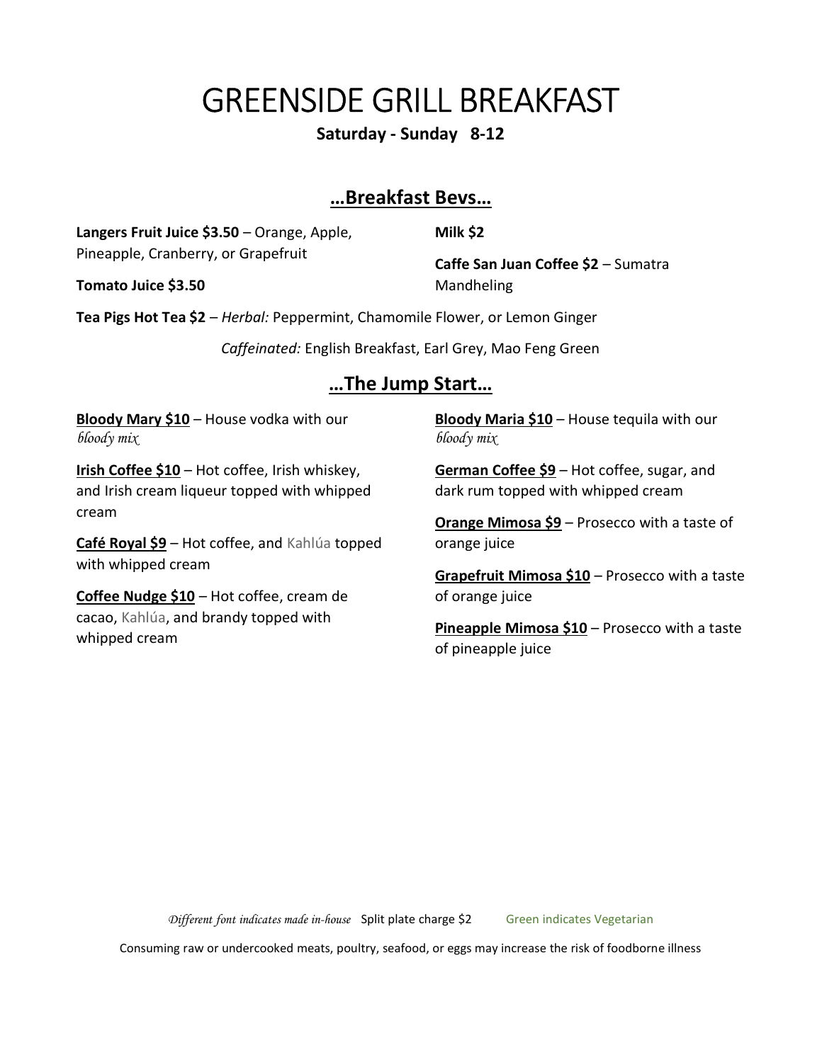# GREENSIDE GRILL BREAKFAST

**Saturday - Sunday 8-12**

## …Breakfast Bevs…

**Langers Fruit Juice $3.50** – Orange, Apple, Pineapple, Cranberry, or Grapefruit

**Tomato Juice $3.50**

**Milk $2**

**Caffe San Juan Coffee $2** – Sumatra Mandheling

**Tea Pigs Hot Tea $2** – *Herbal:* Peppermint, Chamomile Flower, or Lemon Ginger

*Caffeinated:* English Breakfast, Earl Grey, Mao Feng Green

## …The Jump Start…

**Bloody Mary $10** – House vodka with our *bloody mix*

**Irish Coffee $10** – Hot coffee, Irish whiskey, and Irish cream liqueur topped with whipped cream

**Café Royal $9** – Hot coffee, and Kahlúa topped with whipped cream

**Coffee Nudge $10** – Hot coffee, cream de cacao, Kahlúa, and brandy topped with whipped cream

**Bloody Maria $10** – House tequila with our *bloody mix*

**German Coffee $9** – Hot coffee, sugar, and dark rum topped with whipped cream

**Orange Mimosa $9** – Prosecco with a taste of orange juice

**Grapefruit Mimosa $10** – Prosecco with a taste of orange juice

**Pineapple Mimosa $10** – Prosecco with a taste of pineapple juice

*Different font indicates made in-house* Split plate charge $2 Green indicates Vegetarian

Consuming raw or undercooked meats, poultry, seafood, or eggs may increase the risk of foodborne illness